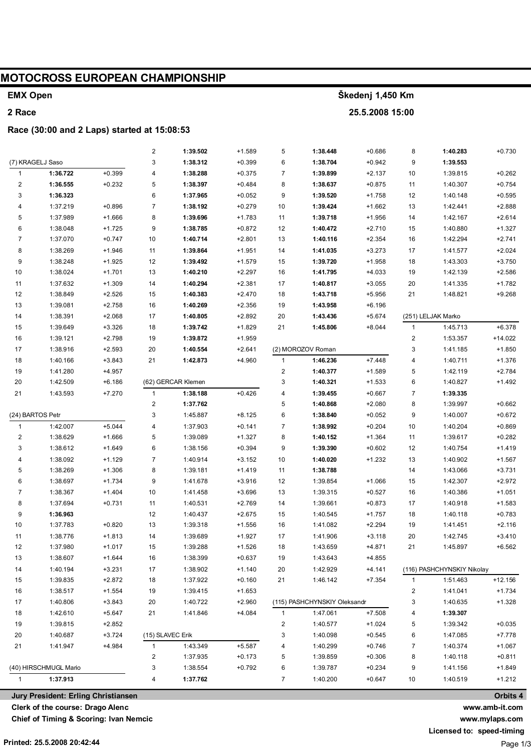# MOTOCROSS EUROPEAN CHAMPIONSHIP

**EMX Open** — **Škedenj 1,450 Km**

**2 Race** — **25.5.2008 15:00**

**Race (30:00 and 2 Laps) started at 15:08:53**

### (7) KRAGELJ Saso

| Lap | Time | Diff |
|---|---|---|
| 1 | **1:36.722** | +0.399 |
| 2 | **1:36.555** | +0.232 |
| 3 | **1:36.323** | |
| 4 | 1:37.219 | +0.896 |
| 5 | 1:37.989 | +1.666 |
| 6 | 1:38.048 | +1.725 |
| 7 | 1:37.070 | +0.747 |
| 8 | 1:38.269 | +1.946 |
| 9 | 1:38.248 | +1.925 |
| 10 | 1:38.024 | +1.701 |
| 11 | 1:37.632 | +1.309 |
| 12 | 1:38.849 | +2.526 |
| 13 | 1:39.081 | +2.758 |
| 14 | 1:38.391 | +2.068 |
| 15 | 1:39.649 | +3.326 |
| 16 | 1:39.121 | +2.798 |
| 17 | 1:38.916 | +2.593 |
| 18 | 1:40.166 | +3.843 |
| 19 | 1:41.280 | +4.957 |
| 20 | 1:42.509 | +6.186 |
| 21 | 1:43.593 | +7.270 |

### (24) BARTOS Petr

| Lap | Time | Diff |
|---|---|---|
| 1 | 1:42.007 | +5.044 |
| 2 | 1:38.629 | +1.666 |
| 3 | 1:38.612 | +1.649 |
| 4 | 1:38.092 | +1.129 |
| 5 | 1:38.269 | +1.306 |
| 6 | 1:38.697 | +1.734 |
| 7 | 1:38.367 | +1.404 |
| 8 | 1:37.694 | +0.731 |
| 9 | **1:36.963** | |
| 10 | 1:37.783 | +0.820 |
| 11 | 1:38.776 | +1.813 |
| 12 | 1:37.980 | +1.017 |
| 13 | 1:38.607 | +1.644 |
| 14 | 1:40.194 | +3.231 |
| 15 | 1:39.835 | +2.872 |
| 16 | 1:38.517 | +1.554 |
| 17 | 1:40.806 | +3.843 |
| 18 | 1:42.610 | +5.647 |
| 19 | 1:39.815 | +2.852 |
| 20 | 1:40.687 | +3.724 |
| 21 | 1:41.947 | +4.984 |

### (40) HIRSCHMUGL Mario

| Lap | Time | Diff |
|---|---|---|
| 1 | **1:37.913** | |
| 2 | **1:39.502** | +1.589 |
| 3 | **1:38.312** | +0.399 |
| 4 | **1:38.288** | +0.375 |
| 5 | **1:38.397** | +0.484 |
| 6 | **1:37.965** | +0.052 |
| 7 | **1:38.192** | +0.279 |
| 8 | **1:39.696** | +1.783 |
| 9 | **1:38.785** | +0.872 |
| 10 | **1:40.714** | +2.801 |
| 11 | **1:39.864** | +1.951 |
| 12 | **1:39.492** | +1.579 |
| 13 | **1:40.210** | +2.297 |
| 14 | **1:40.294** | +2.381 |
| 15 | **1:40.383** | +2.470 |
| 16 | **1:40.269** | +2.356 |
| 17 | **1:40.805** | +2.892 |
| 18 | **1:39.742** | +1.829 |
| 19 | **1:39.872** | +1.959 |
| 20 | **1:40.554** | +2.641 |
| 21 | **1:42.873** | +4.960 |

### (62) GERCAR Klemen

| Lap | Time | Diff |
|---|---|---|
| 1 | **1:38.188** | +0.426 |
| 2 | **1:37.762** | |
| 3 | 1:45.887 | +8.125 |
| 4 | 1:37.903 | +0.141 |
| 5 | 1:39.089 | +1.327 |
| 6 | 1:38.156 | +0.394 |
| 7 | 1:40.914 | +3.152 |
| 8 | 1:39.181 | +1.419 |
| 9 | 1:41.678 | +3.916 |
| 10 | 1:41.458 | +3.696 |
| 11 | 1:40.531 | +2.769 |
| 12 | 1:40.437 | +2.675 |
| 13 | 1:39.318 | +1.556 |
| 14 | 1:39.689 | +1.927 |
| 15 | 1:39.288 | +1.526 |
| 16 | 1:38.399 | +0.637 |
| 17 | 1:38.902 | +1.140 |
| 18 | 1:37.922 | +0.160 |
| 19 | 1:39.415 | +1.653 |
| 20 | 1:40.722 | +2.960 |
| 21 | 1:41.846 | +4.084 |

### (15) SLAVEC Erik

| Lap | Time | Diff |
|---|---|---|
| 1 | 1:43.349 | +5.587 |
| 2 | 1:37.935 | +0.173 |
| 3 | 1:38.554 | +0.792 |
| 4 | **1:37.762** | |
| 5 | **1:38.448** | +0.686 |
| 6 | **1:38.704** | +0.942 |
| 7 | **1:39.899** | +2.137 |
| 8 | **1:38.637** | +0.875 |
| 9 | **1:39.520** | +1.758 |
| 10 | **1:39.424** | +1.662 |
| 11 | **1:39.718** | +1.956 |
| 12 | **1:40.472** | +2.710 |
| 13 | **1:40.116** | +2.354 |
| 14 | **1:41.035** | +3.273 |
| 15 | **1:39.720** | +1.958 |
| 16 | **1:41.795** | +4.033 |
| 17 | **1:40.817** | +3.055 |
| 18 | **1:43.718** | +5.956 |
| 19 | **1:43.958** | +6.196 |
| 20 | **1:43.436** | +5.674 |
| 21 | **1:45.806** | +8.044 |

### (2) MOROZOV Roman

| Lap | Time | Diff |
|---|---|---|
| 1 | **1:46.236** | +7.448 |
| 2 | **1:40.377** | +1.589 |
| 3 | **1:40.321** | +1.533 |
| 4 | **1:39.455** | +0.667 |
| 5 | **1:40.868** | +2.080 |
| 6 | **1:38.840** | +0.052 |
| 7 | **1:38.992** | +0.204 |
| 8 | **1:40.152** | +1.364 |
| 9 | **1:39.390** | +0.602 |
| 10 | **1:40.020** | +1.232 |
| 11 | **1:38.788** | |
| 12 | 1:39.854 | +1.066 |
| 13 | 1:39.315 | +0.527 |
| 14 | 1:39.661 | +0.873 |
| 15 | 1:40.545 | +1.757 |
| 16 | 1:41.082 | +2.294 |
| 17 | 1:41.906 | +3.118 |
| 18 | 1:43.659 | +4.871 |
| 19 | 1:43.643 | +4.855 |
| 20 | 1:42.929 | +4.141 |
| 21 | 1:46.142 | +7.354 |

### (115) PASHCHYNSKIY Oleksandr

| Lap | Time | Diff |
|---|---|---|
| 1 | 1:47.061 | +7.508 |
| 2 | 1:40.577 | +1.024 |
| 3 | 1:40.098 | +0.545 |
| 4 | 1:40.299 | +0.746 |
| 5 | 1:39.859 | +0.306 |
| 6 | 1:39.787 | +0.234 |
| 7 | 1:40.200 | +0.647 |
| 8 | **1:40.283** | +0.730 |
| 9 | **1:39.553** | |
| 10 | 1:39.815 | +0.262 |
| 11 | 1:40.307 | +0.754 |
| 12 | 1:40.148 | +0.595 |
| 13 | 1:42.441 | +2.888 |
| 14 | 1:42.167 | +2.614 |
| 15 | 1:40.880 | +1.327 |
| 16 | 1:42.294 | +2.741 |
| 17 | 1:41.577 | +2.024 |
| 18 | 1:43.303 | +3.750 |
| 19 | 1:42.139 | +2.586 |
| 20 | 1:41.335 | +1.782 |
| 21 | 1:48.821 | +9.268 |

### (251) LELJAK Marko

| Lap | Time | Diff |
|---|---|---|
| 1 | 1:45.713 | +6.378 |
| 2 | 1:53.357 | +14.022 |
| 3 | 1:41.185 | +1.850 |
| 4 | 1:40.711 | +1.376 |
| 5 | 1:42.119 | +2.784 |
| 6 | 1:40.827 | +1.492 |
| 7 | **1:39.335** | |
| 8 | 1:39.997 | +0.662 |
| 9 | 1:40.007 | +0.672 |
| 10 | 1:40.204 | +0.869 |
| 11 | 1:39.617 | +0.282 |
| 12 | 1:40.754 | +1.419 |
| 13 | 1:40.902 | +1.567 |
| 14 | 1:43.066 | +3.731 |
| 15 | 1:42.307 | +2.972 |
| 16 | 1:40.386 | +1.051 |
| 17 | 1:40.918 | +1.583 |
| 18 | 1:40.118 | +0.783 |
| 19 | 1:41.451 | +2.116 |
| 20 | 1:42.745 | +3.410 |
| 21 | 1:45.897 | +6.562 |

### (116) PASHCHYNSKIY Nikolay

| Lap | Time | Diff |
|---|---|---|
| 1 | 1:51.463 | +12.156 |
| 2 | 1:41.041 | +1.734 |
| 3 | 1:40.635 | +1.328 |
| 4 | **1:39.307** | |
| 5 | 1:39.342 | +0.035 |
| 6 | 1:47.085 | +7.778 |
| 7 | 1:40.374 | +1.067 |
| 8 | 1:40.118 | +0.811 |
| 9 | 1:41.156 | +1.849 |
| 10 | 1:40.519 | +1.212 |

**Jury President: Erling Christiansen** — **Orbits 4**

**Clerk of the course: Drago Alenc** — **www.amb-it.com**

**Chief of Timing & Scoring: Ivan Nemcic** — **www.mylaps.com**

**Licensed to: speed-timing**

**Printed: 25.5.2008 20:42:44**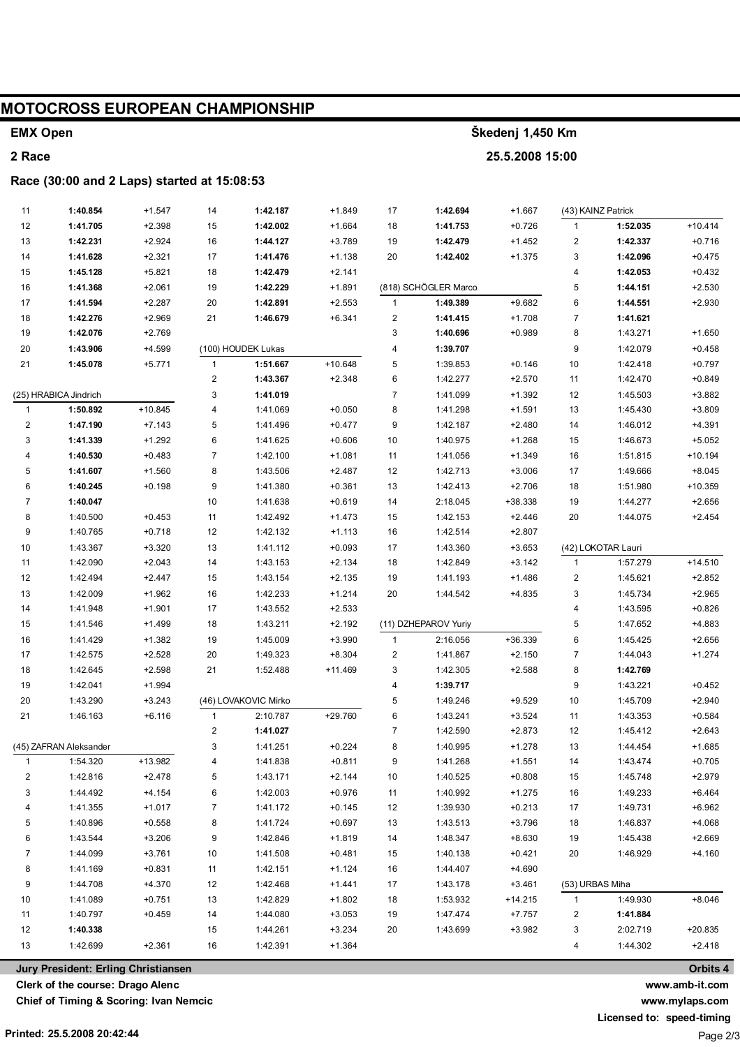# MOTOCROSS EUROPEAN CHAMPIONSHIP

**EMX Open** — **Škedenj 1,450 Km**

**2 Race** — **25.5.2008 15:00**

**Race (30:00 and 2 Laps) started at 15:08:53**

| Lap | Time | Gap |
|---|---|---|
| 11 | **1:40.854** | +1.547 |
| 12 | **1:41.705** | +2.398 |
| 13 | **1:42.231** | +2.924 |
| 14 | **1:41.628** | +2.321 |
| 15 | **1:45.128** | +5.821 |
| 16 | **1:41.368** | +2.061 |
| 17 | **1:41.594** | +2.287 |
| 18 | **1:42.276** | +2.969 |
| 19 | **1:42.076** | +2.769 |
| 20 | **1:43.906** | +4.599 |
| 21 | **1:45.078** | +5.771 |

**(25) HRABICA Jindrich**

| Lap | Time | Gap |
|---|---|---|
| 1 | **1:50.892** | +10.845 |
| 2 | **1:47.190** | +7.143 |
| 3 | **1:41.339** | +1.292 |
| 4 | **1:40.530** | +0.483 |
| 5 | **1:41.607** | +1.560 |
| 6 | **1:40.245** | +0.198 |
| 7 | **1:40.047** | |
| 8 | 1:40.500 | +0.453 |
| 9 | 1:40.765 | +0.718 |
| 10 | 1:43.367 | +3.320 |
| 11 | 1:42.090 | +2.043 |
| 12 | 1:42.494 | +2.447 |
| 13 | 1:42.009 | +1.962 |
| 14 | 1:41.948 | +1.901 |
| 15 | 1:41.546 | +1.499 |
| 16 | 1:41.429 | +1.382 |
| 17 | 1:42.575 | +2.528 |
| 18 | 1:42.645 | +2.598 |
| 19 | 1:42.041 | +1.994 |
| 20 | 1:43.290 | +3.243 |
| 21 | 1:46.163 | +6.116 |

**(45) ZAFRAN Aleksander**

| Lap | Time | Gap |
|---|---|---|
| 1 | 1:54.320 | +13.982 |
| 2 | 1:42.816 | +2.478 |
| 3 | 1:44.492 | +4.154 |
| 4 | 1:41.355 | +1.017 |
| 5 | 1:40.896 | +0.558 |
| 6 | 1:43.544 | +3.206 |
| 7 | 1:44.099 | +3.761 |
| 8 | 1:41.169 | +0.831 |
| 9 | 1:44.708 | +4.370 |
| 10 | 1:41.089 | +0.751 |
| 11 | 1:40.797 | +0.459 |
| 12 | **1:40.338** | |
| 13 | 1:42.699 | +2.361 |

| Lap | Time | Gap |
|---|---|---|
| 14 | **1:42.187** | +1.849 |
| 15 | **1:42.002** | +1.664 |
| 16 | **1:44.127** | +3.789 |
| 17 | **1:41.476** | +1.138 |
| 18 | **1:42.479** | +2.141 |
| 19 | **1:42.229** | +1.891 |
| 20 | **1:42.891** | +2.553 |
| 21 | **1:46.679** | +6.341 |

**(100) HOUDEK Lukas**

| Lap | Time | Gap |
|---|---|---|
| 1 | **1:51.667** | +10.648 |
| 2 | **1:43.367** | +2.348 |
| 3 | **1:41.019** | |
| 4 | 1:41.069 | +0.050 |
| 5 | 1:41.496 | +0.477 |
| 6 | 1:41.625 | +0.606 |
| 7 | 1:42.100 | +1.081 |
| 8 | 1:43.506 | +2.487 |
| 9 | 1:41.380 | +0.361 |
| 10 | 1:41.638 | +0.619 |
| 11 | 1:42.492 | +1.473 |
| 12 | 1:42.132 | +1.113 |
| 13 | 1:41.112 | +0.093 |
| 14 | 1:43.153 | +2.134 |
| 15 | 1:43.154 | +2.135 |
| 16 | 1:42.233 | +1.214 |
| 17 | 1:43.552 | +2.533 |
| 18 | 1:43.211 | +2.192 |
| 19 | 1:45.009 | +3.990 |
| 20 | 1:49.323 | +8.304 |
| 21 | 1:52.488 | +11.469 |

**(46) LOVAKOVIC Mirko**

| Lap | Time | Gap |
|---|---|---|
| 1 | 2:10.787 | +29.760 |
| 2 | **1:41.027** | |
| 3 | 1:41.251 | +0.224 |
| 4 | 1:41.838 | +0.811 |
| 5 | 1:43.171 | +2.144 |
| 6 | 1:42.003 | +0.976 |
| 7 | 1:41.172 | +0.145 |
| 8 | 1:41.724 | +0.697 |
| 9 | 1:42.846 | +1.819 |
| 10 | 1:41.508 | +0.481 |
| 11 | 1:42.151 | +1.124 |
| 12 | 1:42.468 | +1.441 |
| 13 | 1:42.829 | +1.802 |
| 14 | 1:44.080 | +3.053 |
| 15 | 1:44.261 | +3.234 |
| 16 | 1:42.391 | +1.364 |

| Lap | Time | Gap |
|---|---|---|
| 17 | **1:42.694** | +1.667 |
| 18 | **1:41.753** | +0.726 |
| 19 | **1:42.479** | +1.452 |
| 20 | **1:42.402** | +1.375 |

**(818) SCHÖGLER Marco**

| Lap | Time | Gap |
|---|---|---|
| 1 | **1:49.389** | +9.682 |
| 2 | **1:41.415** | +1.708 |
| 3 | **1:40.696** | +0.989 |
| 4 | **1:39.707** | |
| 5 | 1:39.853 | +0.146 |
| 6 | 1:42.277 | +2.570 |
| 7 | 1:41.099 | +1.392 |
| 8 | 1:41.298 | +1.591 |
| 9 | 1:42.187 | +2.480 |
| 10 | 1:40.975 | +1.268 |
| 11 | 1:41.056 | +1.349 |
| 12 | 1:42.713 | +3.006 |
| 13 | 1:42.413 | +2.706 |
| 14 | 2:18.045 | +38.338 |
| 15 | 1:42.153 | +2.446 |
| 16 | 1:42.514 | +2.807 |
| 17 | 1:43.360 | +3.653 |
| 18 | 1:42.849 | +3.142 |
| 19 | 1:41.193 | +1.486 |
| 20 | 1:44.542 | +4.835 |

**(11) DZHEPAROV Yuriy**

| Lap | Time | Gap |
|---|---|---|
| 1 | 2:16.056 | +36.339 |
| 2 | 1:41.867 | +2.150 |
| 3 | 1:42.305 | +2.588 |
| 4 | **1:39.717** | |
| 5 | 1:49.246 | +9.529 |
| 6 | 1:43.241 | +3.524 |
| 7 | 1:42.590 | +2.873 |
| 8 | 1:40.995 | +1.278 |
| 9 | 1:41.268 | +1.551 |
| 10 | 1:40.525 | +0.808 |
| 11 | 1:40.992 | +1.275 |
| 12 | 1:39.930 | +0.213 |
| 13 | 1:43.513 | +3.796 |
| 14 | 1:48.347 | +8.630 |
| 15 | 1:40.138 | +0.421 |
| 16 | 1:44.407 | +4.690 |
| 17 | 1:43.178 | +3.461 |
| 18 | 1:53.932 | +14.215 |
| 19 | 1:47.474 | +7.757 |
| 20 | 1:43.699 | +3.982 |

**(43) KAINZ Patrick**

| Lap | Time | Gap |
|---|---|---|
| 1 | **1:52.035** | +10.414 |
| 2 | **1:42.337** | +0.716 |
| 3 | **1:42.096** | +0.475 |
| 4 | **1:42.053** | +0.432 |
| 5 | **1:44.151** | +2.530 |
| 6 | **1:44.551** | +2.930 |
| 7 | **1:41.621** | |
| 8 | 1:43.271 | +1.650 |
| 9 | 1:42.079 | +0.458 |
| 10 | 1:42.418 | +0.797 |
| 11 | 1:42.470 | +0.849 |
| 12 | 1:45.503 | +3.882 |
| 13 | 1:45.430 | +3.809 |
| 14 | 1:46.012 | +4.391 |
| 15 | 1:46.673 | +5.052 |
| 16 | 1:51.815 | +10.194 |
| 17 | 1:49.666 | +8.045 |
| 18 | 1:51.980 | +10.359 |
| 19 | 1:44.277 | +2.656 |
| 20 | 1:44.075 | +2.454 |

**(42) LOKOTAR Lauri**

| Lap | Time | Gap |
|---|---|---|
| 1 | 1:57.279 | +14.510 |
| 2 | 1:45.621 | +2.852 |
| 3 | 1:45.734 | +2.965 |
| 4 | 1:43.595 | +0.826 |
| 5 | 1:47.652 | +4.883 |
| 6 | 1:45.425 | +2.656 |
| 7 | 1:44.043 | +1.274 |
| 8 | **1:42.769** | |
| 9 | 1:43.221 | +0.452 |
| 10 | 1:45.709 | +2.940 |
| 11 | 1:43.353 | +0.584 |
| 12 | 1:45.412 | +2.643 |
| 13 | 1:44.454 | +1.685 |
| 14 | 1:43.474 | +0.705 |
| 15 | 1:45.748 | +2.979 |
| 16 | 1:49.233 | +6.464 |
| 17 | 1:49.731 | +6.962 |
| 18 | 1:46.837 | +4.068 |
| 19 | 1:45.438 | +2.669 |
| 20 | 1:46.929 | +4.160 |

**(53) URBAS Miha**

| Lap | Time | Gap |
|---|---|---|
| 1 | 1:49.930 | +8.046 |
| 2 | **1:41.884** | |
| 3 | 2:02.719 | +20.835 |
| 4 | 1:44.302 | +2.418 |

**Jury President: Erling Christiansen**
**Clerk of the course: Drago Alenc**
**Chief of Timing & Scoring: Ivan Nemcic**

**Orbits 4**
**www.amb-it.com**
**www.mylaps.com**
**Licensed to: speed-timing**

**Printed: 25.5.2008 20:42:44**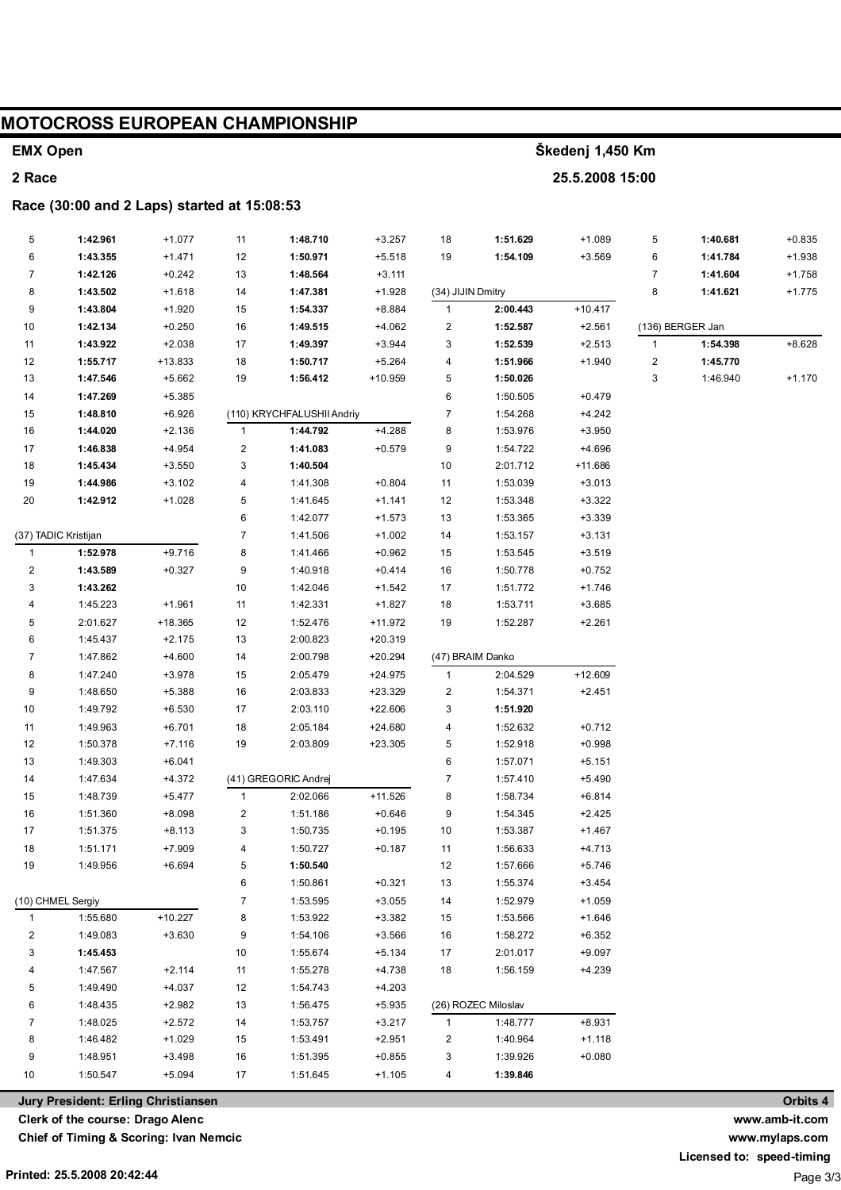# MOTOCROSS EUROPEAN CHAMPIONSHIP

**EMX Open** — **Škedenj 1,450 Km**

**2 Race** — **25.5.2008 15:00**

**Race (30:00 and 2 Laps) started at 15:08:53**

| Lap | Time | Diff |
|---|---|---|
| 5 | **1:42.961** | +1.077 |
| 6 | **1:43.355** | +1.471 |
| 7 | **1:42.126** | +0.242 |
| 8 | **1:43.502** | +1.618 |
| 9 | **1:43.804** | +1.920 |
| 10 | **1:42.134** | +0.250 |
| 11 | **1:43.922** | +2.038 |
| 12 | **1:55.717** | +13.833 |
| 13 | **1:47.546** | +5.662 |
| 14 | **1:47.269** | +5.385 |
| 15 | **1:48.810** | +6.926 |
| 16 | **1:44.020** | +2.136 |
| 17 | **1:46.838** | +4.954 |
| 18 | **1:45.434** | +3.550 |
| 19 | **1:44.986** | +3.102 |
| 20 | **1:42.912** | +1.028 |

(37) TADIC Kristijan

| Lap | Time | Diff |
|---|---|---|
| 1 | **1:52.978** | +9.716 |
| 2 | **1:43.589** | +0.327 |
| 3 | **1:43.262** | |
| 4 | 1:45.223 | +1.961 |
| 5 | 2:01.627 | +18.365 |
| 6 | 1:45.437 | +2.175 |
| 7 | 1:47.862 | +4.600 |
| 8 | 1:47.240 | +3.978 |
| 9 | 1:48.650 | +5.388 |
| 10 | 1:49.792 | +6.530 |
| 11 | 1:49.963 | +6.701 |
| 12 | 1:50.378 | +7.116 |
| 13 | 1:49.303 | +6.041 |
| 14 | 1:47.634 | +4.372 |
| 15 | 1:48.739 | +5.477 |
| 16 | 1:51.360 | +8.098 |
| 17 | 1:51.375 | +8.113 |
| 18 | 1:51.171 | +7.909 |
| 19 | 1:49.956 | +6.694 |

(10) CHMEL Sergiy

| Lap | Time | Diff |
|---|---|---|
| 1 | 1:55.680 | +10.227 |
| 2 | 1:49.083 | +3.630 |
| 3 | **1:45.453** | |
| 4 | 1:47.567 | +2.114 |
| 5 | 1:49.490 | +4.037 |
| 6 | 1:48.435 | +2.982 |
| 7 | 1:48.025 | +2.572 |
| 8 | 1:46.482 | +1.029 |
| 9 | 1:48.951 | +3.498 |
| 10 | 1:50.547 | +5.094 |
| 11 | **1:48.710** | +3.257 |
| 12 | **1:50.971** | +5.518 |
| 13 | **1:48.564** | +3.111 |
| 14 | **1:47.381** | +1.928 |
| 15 | **1:54.337** | +8.884 |
| 16 | **1:49.515** | +4.062 |
| 17 | **1:49.397** | +3.944 |
| 18 | **1:50.717** | +5.264 |
| 19 | **1:56.412** | +10.959 |

(110) KRYCHFALUSHII Andriy

| Lap | Time | Diff |
|---|---|---|
| 1 | **1:44.792** | +4.288 |
| 2 | **1:41.083** | +0.579 |
| 3 | **1:40.504** | |
| 4 | 1:41.308 | +0.804 |
| 5 | 1:41.645 | +1.141 |
| 6 | 1:42.077 | +1.573 |
| 7 | 1:41.506 | +1.002 |
| 8 | 1:41.466 | +0.962 |
| 9 | 1:40.918 | +0.414 |
| 10 | 1:42.046 | +1.542 |
| 11 | 1:42.331 | +1.827 |
| 12 | 1:52.476 | +11.972 |
| 13 | 2:00.823 | +20.319 |
| 14 | 2:00.798 | +20.294 |
| 15 | 2:05.479 | +24.975 |
| 16 | 2:03.833 | +23.329 |
| 17 | 2:03.110 | +22.606 |
| 18 | 2:05.184 | +24.680 |
| 19 | 2:03.809 | +23.305 |

(41) GREGORIC Andrej

| Lap | Time | Diff |
|---|---|---|
| 1 | 2:02.066 | +11.526 |
| 2 | 1:51.186 | +0.646 |
| 3 | 1:50.735 | +0.195 |
| 4 | 1:50.727 | +0.187 |
| 5 | **1:50.540** | |
| 6 | 1:50.861 | +0.321 |
| 7 | 1:53.595 | +3.055 |
| 8 | 1:53.922 | +3.382 |
| 9 | 1:54.106 | +3.566 |
| 10 | 1:55.674 | +5.134 |
| 11 | 1:55.278 | +4.738 |
| 12 | 1:54.743 | +4.203 |
| 13 | 1:56.475 | +5.935 |
| 14 | 1:53.757 | +3.217 |
| 15 | 1:53.491 | +2.951 |
| 16 | 1:51.395 | +0.855 |
| 17 | 1:51.645 | +1.105 |
| 18 | **1:51.629** | +1.089 |
| 19 | **1:54.109** | +3.569 |

(34) JIJIN Dmitry

| Lap | Time | Diff |
|---|---|---|
| 1 | **2:00.443** | +10.417 |
| 2 | **1:52.587** | +2.561 |
| 3 | **1:52.539** | +2.513 |
| 4 | **1:51.966** | +1.940 |
| 5 | **1:50.026** | |
| 6 | 1:50.505 | +0.479 |
| 7 | 1:54.268 | +4.242 |
| 8 | 1:53.976 | +3.950 |
| 9 | 1:54.722 | +4.696 |
| 10 | 2:01.712 | +11.686 |
| 11 | 1:53.039 | +3.013 |
| 12 | 1:53.348 | +3.322 |
| 13 | 1:53.365 | +3.339 |
| 14 | 1:53.157 | +3.131 |
| 15 | 1:53.545 | +3.519 |
| 16 | 1:50.778 | +0.752 |
| 17 | 1:51.772 | +1.746 |
| 18 | 1:53.711 | +3.685 |
| 19 | 1:52.287 | +2.261 |

(47) BRAIM Danko

| Lap | Time | Diff |
|---|---|---|
| 1 | 2:04.529 | +12.609 |
| 2 | 1:54.371 | +2.451 |
| 3 | **1:51.920** | |
| 4 | 1:52.632 | +0.712 |
| 5 | 1:52.918 | +0.998 |
| 6 | 1:57.071 | +5.151 |
| 7 | 1:57.410 | +5.490 |
| 8 | 1:58.734 | +6.814 |
| 9 | 1:54.345 | +2.425 |
| 10 | 1:53.387 | +1.467 |
| 11 | 1:56.633 | +4.713 |
| 12 | 1:57.666 | +5.746 |
| 13 | 1:55.374 | +3.454 |
| 14 | 1:52.979 | +1.059 |
| 15 | 1:53.566 | +1.646 |
| 16 | 1:58.272 | +6.352 |
| 17 | 2:01.017 | +9.097 |
| 18 | 1:56.159 | +4.239 |

(26) ROZEC Miloslav

| Lap | Time | Diff |
|---|---|---|
| 1 | 1:48.777 | +8.931 |
| 2 | 1:40.964 | +1.118 |
| 3 | 1:39.926 | +0.080 |
| 4 | **1:39.846** | |
| 5 | **1:40.681** | +0.835 |
| 6 | **1:41.784** | +1.938 |
| 7 | **1:41.604** | +1.758 |
| 8 | **1:41.621** | +1.775 |

(136) BERGER Jan

| Lap | Time | Diff |
|---|---|---|
| 1 | **1:54.398** | +8.628 |
| 2 | **1:45.770** | |
| 3 | 1:46.940 | +1.170 |

**Jury President: Erling Christiansen**

**Clerk of the course: Drago Alenc**

**Chief of Timing & Scoring: Ivan Nemcic**

**Orbits 4**

**www.amb-it.com**

**www.mylaps.com**

**Licensed to: speed-timing**

**Printed: 25.5.2008 20:42:44**